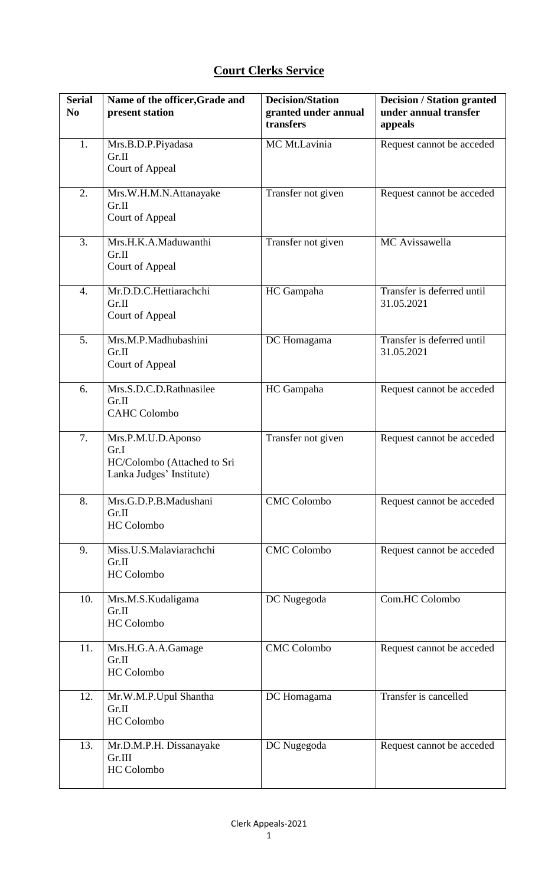## Court Clerks Service

| Serial No | Name of the officer,Grade and present station | Decision/Station granted under annual transfers | Decision / Station granted under annual transfer appeals |
|---|---|---|---|
| 1. | Mrs.B.D.P.Piyadasa<br>Gr.II<br>Court of Appeal | MC Mt.Lavinia | Request cannot be acceded |
| 2. | Mrs.W.H.M.N.Attanayake<br>Gr.II<br>Court of Appeal | Transfer not given | Request cannot be acceded |
| 3. | Mrs.H.K.A.Maduwanthi<br>Gr.II<br>Court of Appeal | Transfer not given | MC Avissawella |
| 4. | Mr.D.D.C.Hettiarachchi<br>Gr.II<br>Court of Appeal | HC Gampaha | Transfer is deferred until 31.05.2021 |
| 5. | Mrs.M.P.Madhubashini<br>Gr.II<br>Court of Appeal | DC Homagama | Transfer is deferred until 31.05.2021 |
| 6. | Mrs.S.D.C.D.Rathnasilee<br>Gr.II<br>CAHC Colombo | HC Gampaha | Request cannot be acceded |
| 7. | Mrs.P.M.U.D.Aponso<br>Gr.I<br>HC/Colombo (Attached to Sri Lanka Judges' Institute) | Transfer not given | Request cannot be acceded |
| 8. | Mrs.G.D.P.B.Madushani<br>Gr.II<br>HC Colombo | CMC Colombo | Request cannot be acceded |
| 9. | Miss.U.S.Malaviarachchi<br>Gr.II<br>HC Colombo | CMC Colombo | Request cannot be acceded |
| 10. | Mrs.M.S.Kudaligama<br>Gr.II<br>HC Colombo | DC Nugegoda | Com.HC Colombo |
| 11. | Mrs.H.G.A.A.Gamage<br>Gr.II<br>HC Colombo | CMC Colombo | Request cannot be acceded |
| 12. | Mr.W.M.P.Upul Shantha<br>Gr.II<br>HC Colombo | DC Homagama | Transfer is cancelled |
| 13. | Mr.D.M.P.H. Dissanayake<br>Gr.III<br>HC Colombo | DC Nugegoda | Request cannot be acceded |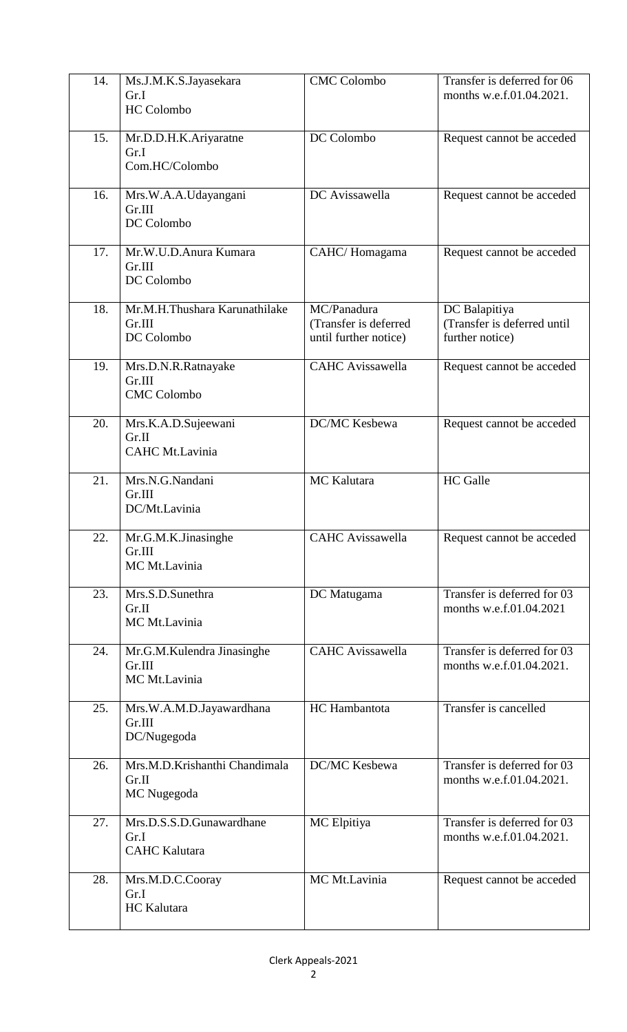| 14. | Ms.J.M.K.S.Jayasekara<br>Gr.I<br>HC Colombo | CMC Colombo | Transfer is deferred for 06 months w.e.f.01.04.2021. |
|---|---|---|---|
| 15. | Mr.D.D.H.K.Ariyaratne<br>Gr.I<br>Com.HC/Colombo | DC Colombo | Request cannot be acceded |
| 16. | Mrs.W.A.A.Udayangani<br>Gr.III<br>DC Colombo | DC Avissawella | Request cannot be acceded |
| 17. | Mr.W.U.D.Anura Kumara<br>Gr.III<br>DC Colombo | CAHC/ Homagama | Request cannot be acceded |
| 18. | Mr.M.H.Thushara Karunathilake<br>Gr.III<br>DC Colombo | MC/Panadura<br>(Transfer is deferred until further notice) | DC Balapitiya<br>(Transfer is deferred until further notice) |
| 19. | Mrs.D.N.R.Ratnayake<br>Gr.III<br>CMC Colombo | CAHC Avissawella | Request cannot be acceded |
| 20. | Mrs.K.A.D.Sujeewani<br>Gr.II<br>CAHC Mt.Lavinia | DC/MC Kesbewa | Request cannot be acceded |
| 21. | Mrs.N.G.Nandani<br>Gr.III<br>DC/Mt.Lavinia | MC Kalutara | HC Galle |
| 22. | Mr.G.M.K.Jinasinghe<br>Gr.III<br>MC Mt.Lavinia | CAHC Avissawella | Request cannot be acceded |
| 23. | Mrs.S.D.Sunethra<br>Gr.II<br>MC Mt.Lavinia | DC Matugama | Transfer is deferred for 03 months w.e.f.01.04.2021 |
| 24. | Mr.G.M.Kulendra Jinasinghe<br>Gr.III<br>MC Mt.Lavinia | CAHC Avissawella | Transfer is deferred for 03 months w.e.f.01.04.2021. |
| 25. | Mrs.W.A.A.M.D.Jayawardhana<br>Gr.III<br>DC/Nugegoda | HC Hambantota | Transfer is cancelled |
| 26. | Mrs.M.D.Krishanthi Chandimala<br>Gr.II<br>MC Nugegoda | DC/MC Kesbewa | Transfer is deferred for 03 months w.e.f.01.04.2021. |
| 27. | Mrs.D.S.S.D.Gunawardhane<br>Gr.I<br>CAHC Kalutara | MC Elpitiya | Transfer is deferred for 03 months w.e.f.01.04.2021. |
| 28. | Mrs.M.D.C.Cooray<br>Gr.I<br>HC Kalutara | MC Mt.Lavinia | Request cannot be acceded |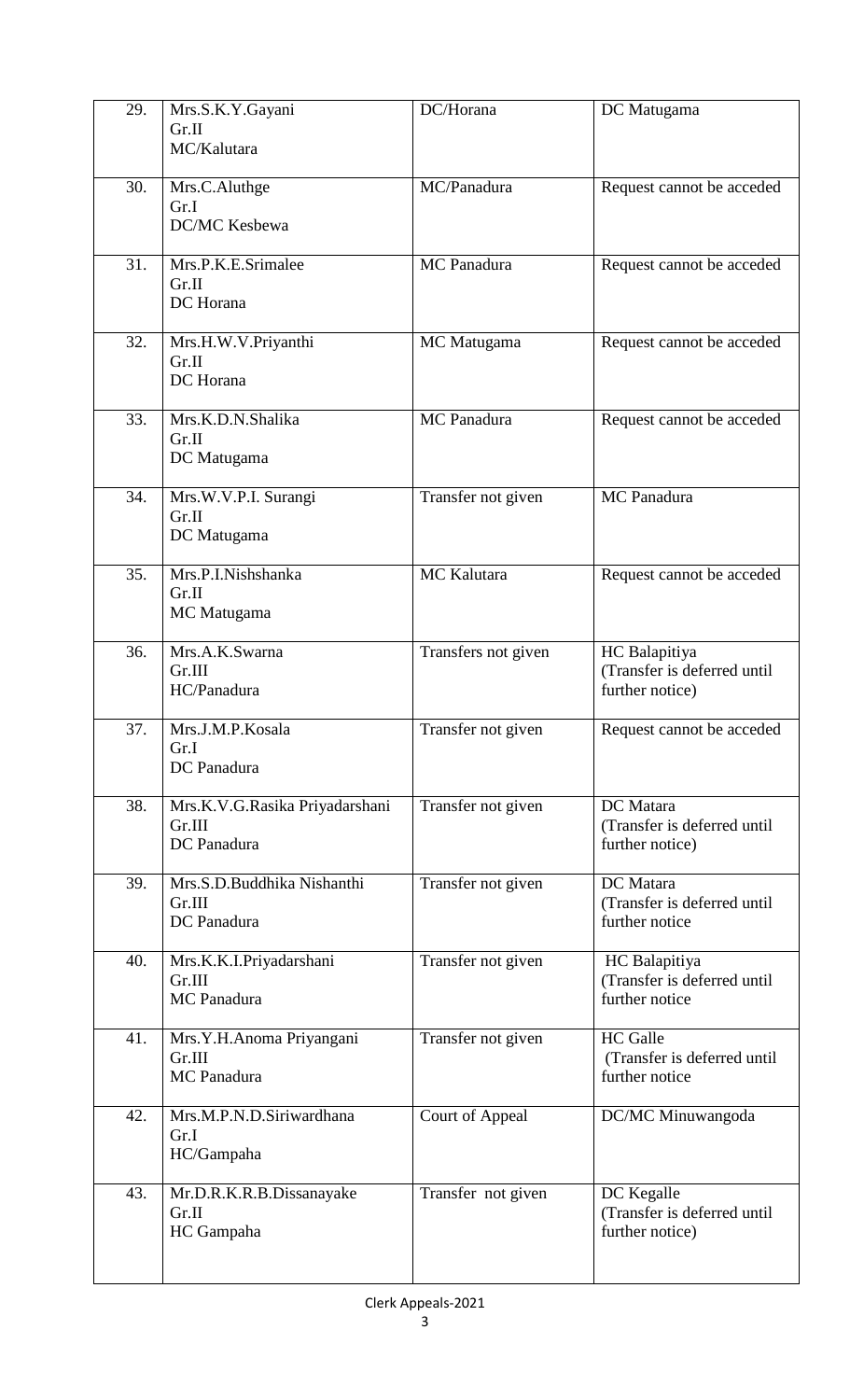| 29. | Mrs.S.K.Y.Gayani<br>Gr.II<br>MC/Kalutara | DC/Horana | DC Matugama |
|---|---|---|---|
| 30. | Mrs.C.Aluthge<br>Gr.I<br>DC/MC Kesbewa | MC/Panadura | Request cannot be acceded |
| 31. | Mrs.P.K.E.Srimalee<br>Gr.II<br>DC Horana | MC Panadura | Request cannot be acceded |
| 32. | Mrs.H.W.V.Priyanthi<br>Gr.II<br>DC Horana | MC Matugama | Request cannot be acceded |
| 33. | Mrs.K.D.N.Shalika<br>Gr.II<br>DC Matugama | MC Panadura | Request cannot be acceded |
| 34. | Mrs.W.V.P.I. Surangi<br>Gr.II<br>DC Matugama | Transfer not given | MC Panadura |
| 35. | Mrs.P.I.Nishshanka<br>Gr.II<br>MC Matugama | MC Kalutara | Request cannot be acceded |
| 36. | Mrs.A.K.Swarna<br>Gr.III<br>HC/Panadura | Transfers not given | HC Balapitiya<br>(Transfer is deferred until further notice) |
| 37. | Mrs.J.M.P.Kosala<br>Gr.I<br>DC Panadura | Transfer not given | Request cannot be acceded |
| 38. | Mrs.K.V.G.Rasika Priyadarshani<br>Gr.III<br>DC Panadura | Transfer not given | DC Matara<br>(Transfer is deferred until further notice) |
| 39. | Mrs.S.D.Buddhika Nishanthi<br>Gr.III<br>DC Panadura | Transfer not given | DC Matara<br>(Transfer is deferred until further notice |
| 40. | Mrs.K.K.I.Priyadarshani<br>Gr.III<br>MC Panadura | Transfer not given | HC Balapitiya<br>(Transfer is deferred until further notice |
| 41. | Mrs.Y.H.Anoma Priyangani<br>Gr.III<br>MC Panadura | Transfer not given | HC Galle<br>(Transfer is deferred until further notice |
| 42. | Mrs.M.P.N.D.Siriwardhana<br>Gr.I<br>HC/Gampaha | Court of Appeal | DC/MC Minuwangoda |
| 43. | Mr.D.R.K.R.B.Dissanayake<br>Gr.II<br>HC Gampaha | Transfer not given | DC Kegalle<br>(Transfer is deferred until further notice) |

Clerk Appeals-2021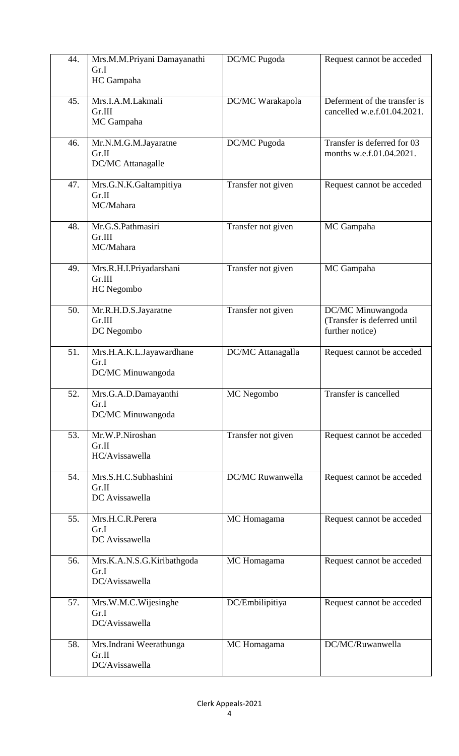| 44. | Mrs.M.M.Priyani Damayanathi<br>Gr.I<br>HC Gampaha | DC/MC Pugoda | Request cannot be acceded |
|---|---|---|---|
| 45. | Mrs.I.A.M.Lakmali<br>Gr.III<br>MC Gampaha | DC/MC Warakapola | Deferment of the transfer is cancelled w.e.f.01.04.2021. |
| 46. | Mr.N.M.G.M.Jayaratne<br>Gr.II<br>DC/MC Attanagalle | DC/MC Pugoda | Transfer is deferred for 03 months w.e.f.01.04.2021. |
| 47. | Mrs.G.N.K.Galtampitiya<br>Gr.II<br>MC/Mahara | Transfer not given | Request cannot be acceded |
| 48. | Mr.G.S.Pathmasiri<br>Gr.III<br>MC/Mahara | Transfer not given | MC Gampaha |
| 49. | Mrs.R.H.I.Priyadarshani<br>Gr.III<br>HC Negombo | Transfer not given | MC Gampaha |
| 50. | Mr.R.H.D.S.Jayaratne<br>Gr.III<br>DC Negombo | Transfer not given | DC/MC Minuwangoda<br>(Transfer is deferred until further notice) |
| 51. | Mrs.H.A.K.L.Jayawardhane<br>Gr.I<br>DC/MC Minuwangoda | DC/MC Attanagalla | Request cannot be acceded |
| 52. | Mrs.G.A.D.Damayanthi<br>Gr.I<br>DC/MC Minuwangoda | MC Negombo | Transfer is cancelled |
| 53. | Mr.W.P.Niroshan<br>Gr.II<br>HC/Avissawella | Transfer not given | Request cannot be acceded |
| 54. | Mrs.S.H.C.Subhashini<br>Gr.II<br>DC Avissawella | DC/MC Ruwanwella | Request cannot be acceded |
| 55. | Mrs.H.C.R.Perera<br>Gr.I<br>DC Avissawella | MC Homagama | Request cannot be acceded |
| 56. | Mrs.K.A.N.S.G.Kiribathgoda<br>Gr.I<br>DC/Avissawella | MC Homagama | Request cannot be acceded |
| 57. | Mrs.W.M.C.Wijesinghe<br>Gr.I<br>DC/Avissawella | DC/Embilipitiya | Request cannot be acceded |
| 58. | Mrs.Indrani Weerathunga<br>Gr.II<br>DC/Avissawella | MC Homagama | DC/MC/Ruwanwella |

Clerk Appeals-2021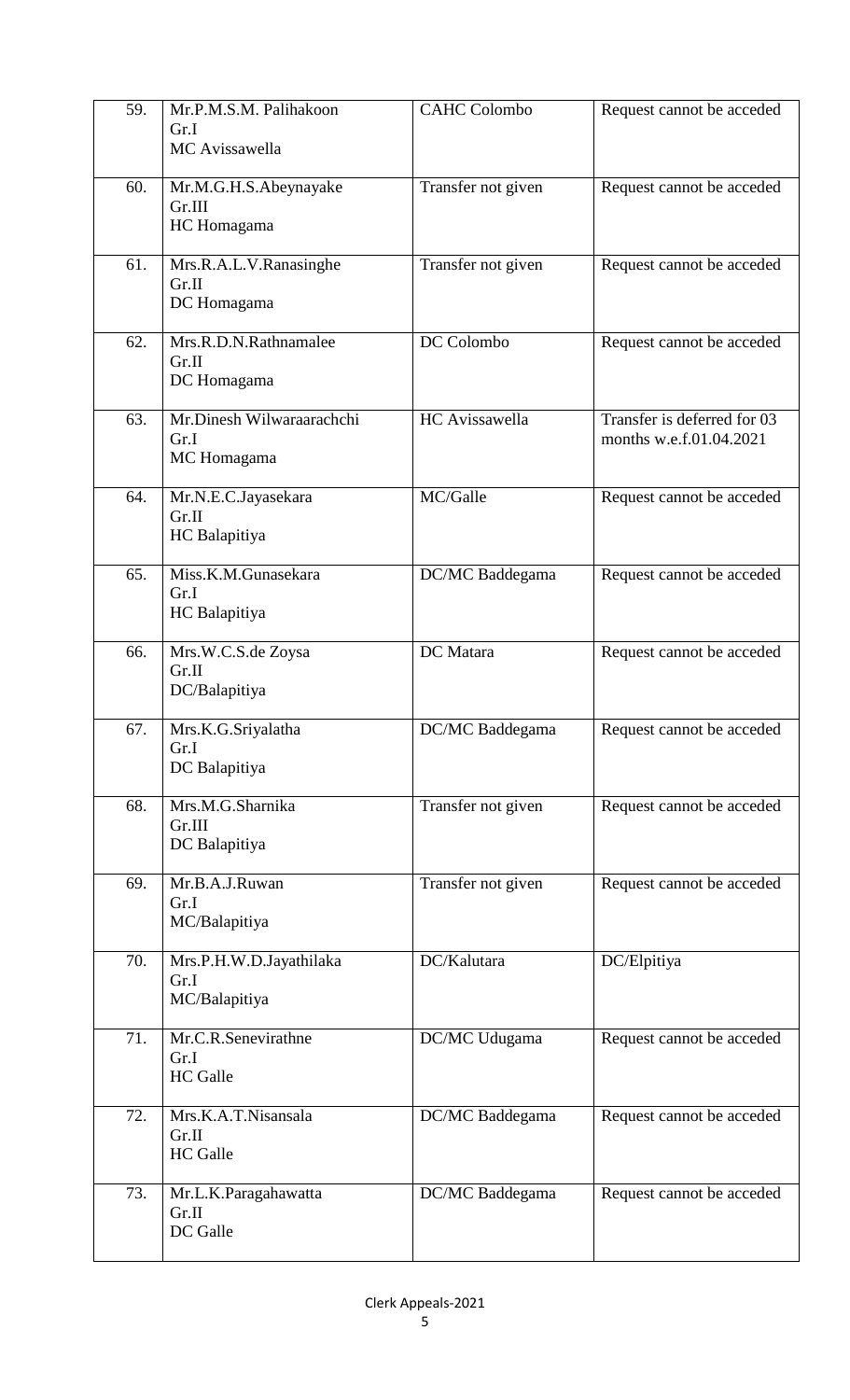| 59. | Mr.P.M.S.M. Palihakoon<br>Gr.I<br>MC Avissawella | CAHC Colombo | Request cannot be acceded |
|---|---|---|---|
| 60. | Mr.M.G.H.S.Abeynayake<br>Gr.III<br>HC Homagama | Transfer not given | Request cannot be acceded |
| 61. | Mrs.R.A.L.V.Ranasinghe<br>Gr.II<br>DC Homagama | Transfer not given | Request cannot be acceded |
| 62. | Mrs.R.D.N.Rathnamalee<br>Gr.II<br>DC Homagama | DC Colombo | Request cannot be acceded |
| 63. | Mr.Dinesh Wilwaraarachchi<br>Gr.I<br>MC Homagama | HC Avissawella | Transfer is deferred for 03 months w.e.f.01.04.2021 |
| 64. | Mr.N.E.C.Jayasekara<br>Gr.II<br>HC Balapitiya | MC/Galle | Request cannot be acceded |
| 65. | Miss.K.M.Gunasekara<br>Gr.I<br>HC Balapitiya | DC/MC Baddegama | Request cannot be acceded |
| 66. | Mrs.W.C.S.de Zoysa<br>Gr.II<br>DC/Balapitiya | DC Matara | Request cannot be acceded |
| 67. | Mrs.K.G.Sriyalatha<br>Gr.I<br>DC Balapitiya | DC/MC Baddegama | Request cannot be acceded |
| 68. | Mrs.M.G.Sharnika<br>Gr.III<br>DC Balapitiya | Transfer not given | Request cannot be acceded |
| 69. | Mr.B.A.J.Ruwan<br>Gr.I<br>MC/Balapitiya | Transfer not given | Request cannot be acceded |
| 70. | Mrs.P.H.W.D.Jayathilaka<br>Gr.I<br>MC/Balapitiya | DC/Kalutara | DC/Elpitiya |
| 71. | Mr.C.R.Senevirathne<br>Gr.I<br>HC Galle | DC/MC Udugama | Request cannot be acceded |
| 72. | Mrs.K.A.T.Nisansala<br>Gr.II<br>HC Galle | DC/MC Baddegama | Request cannot be acceded |
| 73. | Mr.L.K.Paragahawatta<br>Gr.II<br>DC Galle | DC/MC Baddegama | Request cannot be acceded |

Clerk Appeals-2021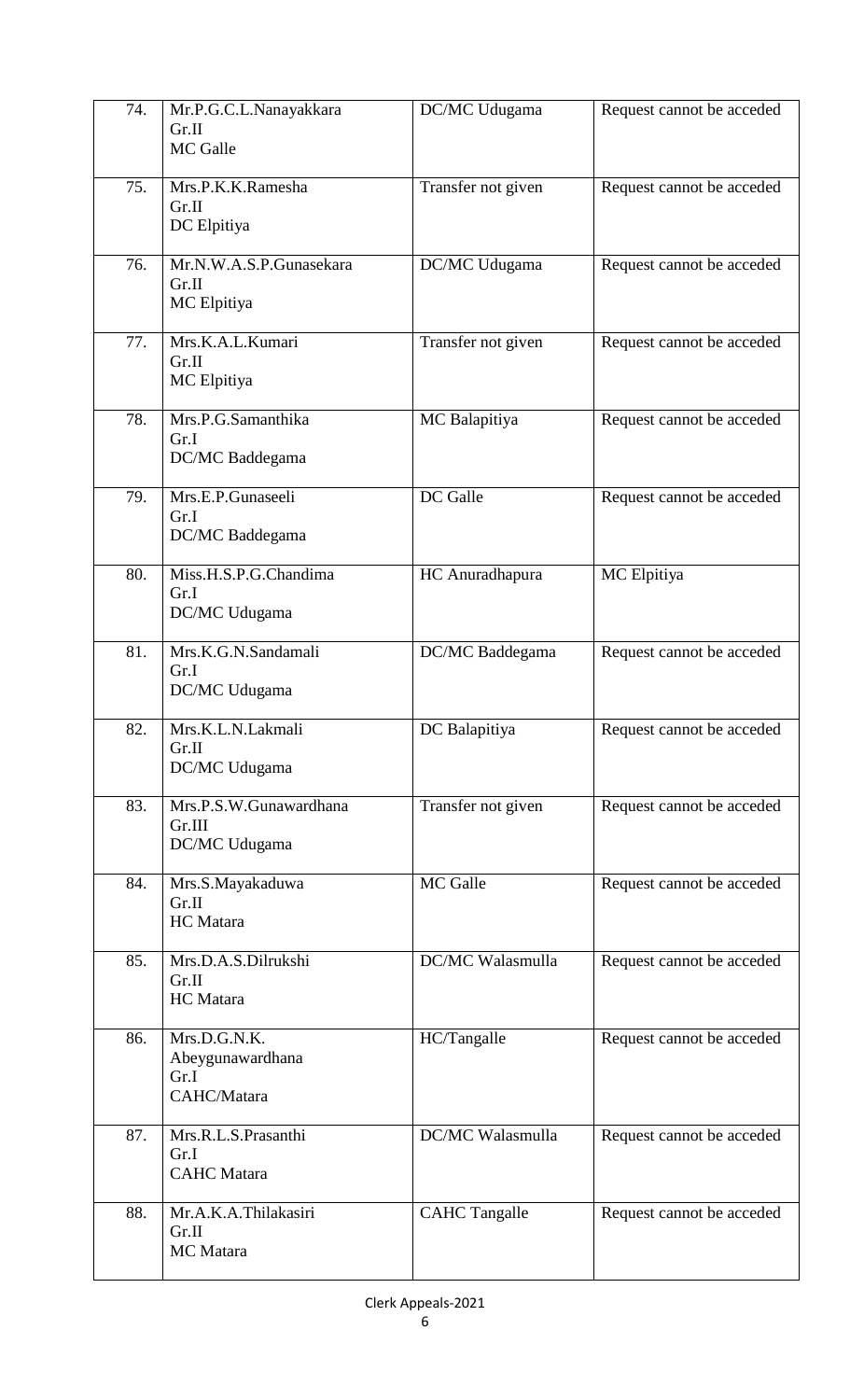| 74. | Mr.P.G.C.L.Nanayakkara Gr.II MC Galle | DC/MC Udugama | Request cannot be acceded |
|---|---|---|---|
| 75. | Mrs.P.K.K.Ramesha Gr.II DC Elpitiya | Transfer not given | Request cannot be acceded |
| 76. | Mr.N.W.A.S.P.Gunasekara Gr.II MC Elpitiya | DC/MC Udugama | Request cannot be acceded |
| 77. | Mrs.K.A.L.Kumari Gr.II MC Elpitiya | Transfer not given | Request cannot be acceded |
| 78. | Mrs.P.G.Samanthika Gr.I DC/MC Baddegama | MC Balapitiya | Request cannot be acceded |
| 79. | Mrs.E.P.Gunaseeli Gr.I DC/MC Baddegama | DC Galle | Request cannot be acceded |
| 80. | Miss.H.S.P.G.Chandima Gr.I DC/MC Udugama | HC Anuradhapura | MC Elpitiya |
| 81. | Mrs.K.G.N.Sandamali Gr.I DC/MC Udugama | DC/MC Baddegama | Request cannot be acceded |
| 82. | Mrs.K.L.N.Lakmali Gr.II DC/MC Udugama | DC Balapitiya | Request cannot be acceded |
| 83. | Mrs.P.S.W.Gunawardhana Gr.III DC/MC Udugama | Transfer not given | Request cannot be acceded |
| 84. | Mrs.S.Mayakaduwa Gr.II HC Matara | MC Galle | Request cannot be acceded |
| 85. | Mrs.D.A.S.Dilrukshi Gr.II HC Matara | DC/MC Walasmulla | Request cannot be acceded |
| 86. | Mrs.D.G.N.K. Abeygunawardhana Gr.I CAHC/Matara | HC/Tangalle | Request cannot be acceded |
| 87. | Mrs.R.L.S.Prasanthi Gr.I CAHC Matara | DC/MC Walasmulla | Request cannot be acceded |
| 88. | Mr.A.K.A.Thilakasiri Gr.II MC Matara | CAHC Tangalle | Request cannot be acceded |

Clerk Appeals-2021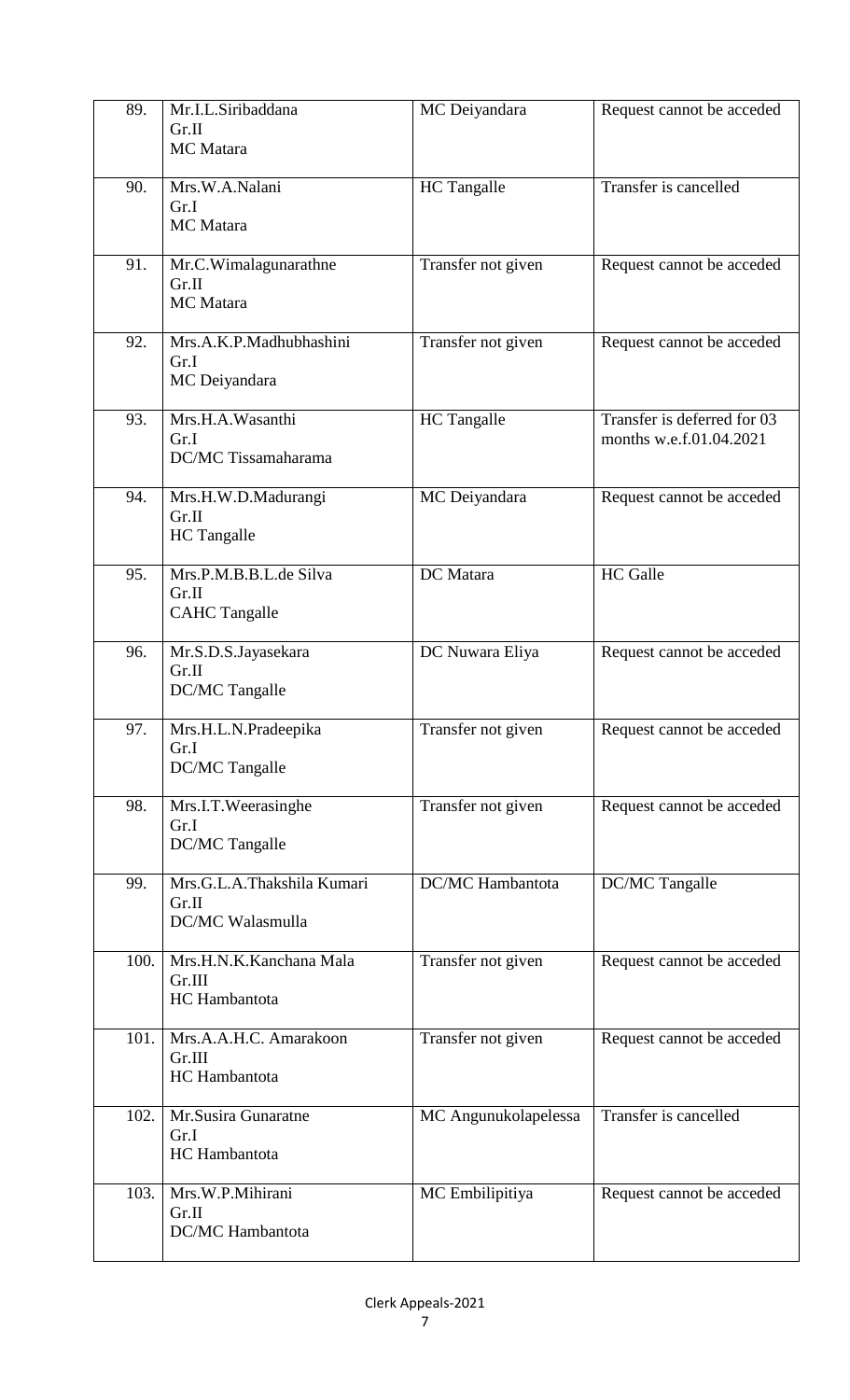| | | | |
|---|---|---|---|
| 89. | Mr.I.L.Siribaddana<br>Gr.II<br>MC Matara | MC Deiyandara | Request cannot be acceded |
| 90. | Mrs.W.A.Nalani<br>Gr.I<br>MC Matara | HC Tangalle | Transfer is cancelled |
| 91. | Mr.C.Wimalagunarathne<br>Gr.II<br>MC Matara | Transfer not given | Request cannot be acceded |
| 92. | Mrs.A.K.P.Madhubhashini<br>Gr.I<br>MC Deiyandara | Transfer not given | Request cannot be acceded |
| 93. | Mrs.H.A.Wasanthi<br>Gr.I<br>DC/MC Tissamaharama | HC Tangalle | Transfer is deferred for 03 months w.e.f.01.04.2021 |
| 94. | Mrs.H.W.D.Madurangi<br>Gr.II<br>HC Tangalle | MC Deiyandara | Request cannot be acceded |
| 95. | Mrs.P.M.B.B.L.de Silva<br>Gr.II<br>CAHC Tangalle | DC Matara | HC Galle |
| 96. | Mr.S.D.S.Jayasekara<br>Gr.II<br>DC/MC Tangalle | DC Nuwara Eliya | Request cannot be acceded |
| 97. | Mrs.H.L.N.Pradeepika<br>Gr.I<br>DC/MC Tangalle | Transfer not given | Request cannot be acceded |
| 98. | Mrs.I.T.Weerasinghe<br>Gr.I<br>DC/MC Tangalle | Transfer not given | Request cannot be acceded |
| 99. | Mrs.G.L.A.Thakshila Kumari<br>Gr.II<br>DC/MC Walasmulla | DC/MC Hambantota | DC/MC Tangalle |
| 100. | Mrs.H.N.K.Kanchana Mala<br>Gr.III<br>HC Hambantota | Transfer not given | Request cannot be acceded |
| 101. | Mrs.A.A.H.C. Amarakoon<br>Gr.III<br>HC Hambantota | Transfer not given | Request cannot be acceded |
| 102. | Mr.Susira Gunaratne<br>Gr.I<br>HC Hambantota | MC Angunukolapelessa | Transfer is cancelled |
| 103. | Mrs.W.P.Mihirani<br>Gr.II<br>DC/MC Hambantota | MC Embilipitiya | Request cannot be acceded |

Clerk Appeals-2021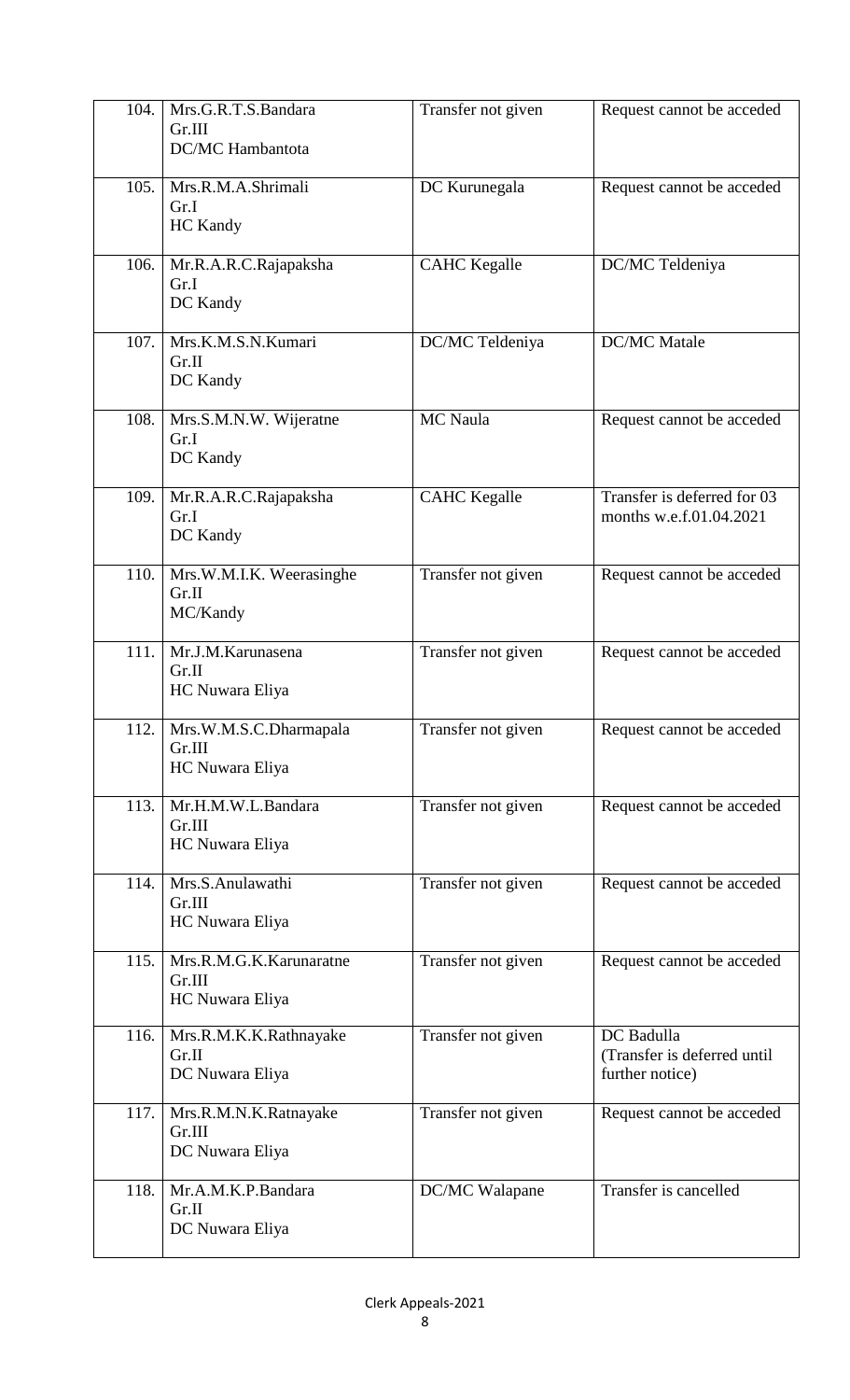| | | | |
|---|---|---|---|
| 104. | Mrs.G.R.T.S.Bandara<br>Gr.III<br>DC/MC Hambantota | Transfer not given | Request cannot be acceded |
| 105. | Mrs.R.M.A.Shrimali<br>Gr.I<br>HC Kandy | DC Kurunegala | Request cannot be acceded |
| 106. | Mr.R.A.R.C.Rajapaksha<br>Gr.I<br>DC Kandy | CAHC Kegalle | DC/MC Teldeniya |
| 107. | Mrs.K.M.S.N.Kumari<br>Gr.II<br>DC Kandy | DC/MC Teldeniya | DC/MC Matale |
| 108. | Mrs.S.M.N.W. Wijeratne<br>Gr.I<br>DC Kandy | MC Naula | Request cannot be acceded |
| 109. | Mr.R.A.R.C.Rajapaksha<br>Gr.I<br>DC Kandy | CAHC Kegalle | Transfer is deferred for 03 months w.e.f.01.04.2021 |
| 110. | Mrs.W.M.I.K. Weerasinghe<br>Gr.II<br>MC/Kandy | Transfer not given | Request cannot be acceded |
| 111. | Mr.J.M.Karunasena<br>Gr.II<br>HC Nuwara Eliya | Transfer not given | Request cannot be acceded |
| 112. | Mrs.W.M.S.C.Dharmapala<br>Gr.III<br>HC Nuwara Eliya | Transfer not given | Request cannot be acceded |
| 113. | Mr.H.M.W.L.Bandara<br>Gr.III<br>HC Nuwara Eliya | Transfer not given | Request cannot be acceded |
| 114. | Mrs.S.Anulawathi<br>Gr.III<br>HC Nuwara Eliya | Transfer not given | Request cannot be acceded |
| 115. | Mrs.R.M.G.K.Karunaratne<br>Gr.III<br>HC Nuwara Eliya | Transfer not given | Request cannot be acceded |
| 116. | Mrs.R.M.K.K.Rathnayake<br>Gr.II<br>DC Nuwara Eliya | Transfer not given | DC Badulla<br>(Transfer is deferred until further notice) |
| 117. | Mrs.R.M.N.K.Ratnayake<br>Gr.III<br>DC Nuwara Eliya | Transfer not given | Request cannot be acceded |
| 118. | Mr.A.M.K.P.Bandara<br>Gr.II<br>DC Nuwara Eliya | DC/MC Walapane | Transfer is cancelled |

Clerk Appeals-2021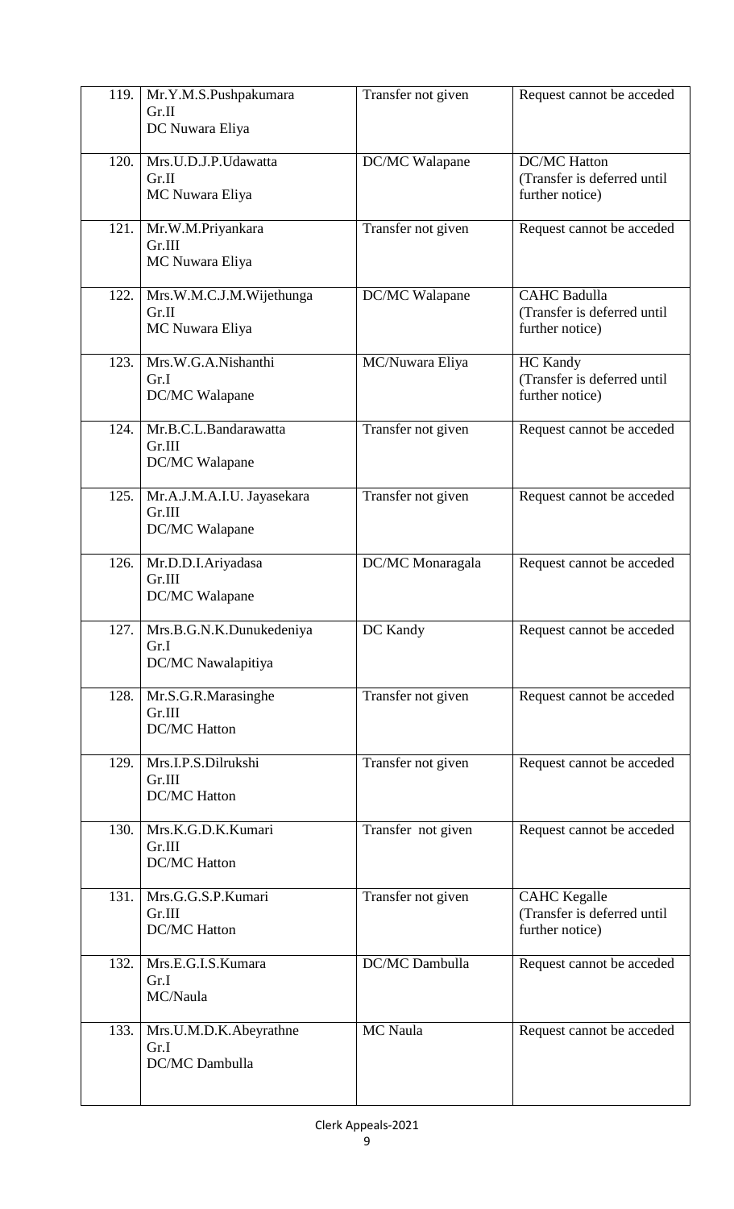| | | | |
|---|---|---|---|
| 119. | Mr.Y.M.S.Pushpakumara<br>Gr.II<br>DC Nuwara Eliya | Transfer not given | Request cannot be acceded |
| 120. | Mrs.U.D.J.P.Udawatta<br>Gr.II<br>MC Nuwara Eliya | DC/MC Walapane | DC/MC Hatton<br>(Transfer is deferred until further notice) |
| 121. | Mr.W.M.Priyankara<br>Gr.III<br>MC Nuwara Eliya | Transfer not given | Request cannot be acceded |
| 122. | Mrs.W.M.C.J.M.Wijethunga<br>Gr.II<br>MC Nuwara Eliya | DC/MC Walapane | CAHC Badulla<br>(Transfer is deferred until further notice) |
| 123. | Mrs.W.G.A.Nishanthi<br>Gr.I<br>DC/MC Walapane | MC/Nuwara Eliya | HC Kandy<br>(Transfer is deferred until further notice) |
| 124. | Mr.B.C.L.Bandarawatta<br>Gr.III<br>DC/MC Walapane | Transfer not given | Request cannot be acceded |
| 125. | Mr.A.J.M.A.I.U. Jayasekara<br>Gr.III<br>DC/MC Walapane | Transfer not given | Request cannot be acceded |
| 126. | Mr.D.D.I.Ariyadasa<br>Gr.III<br>DC/MC Walapane | DC/MC Monaragala | Request cannot be acceded |
| 127. | Mrs.B.G.N.K.Dunukedeniya<br>Gr.I<br>DC/MC Nawalapitiya | DC Kandy | Request cannot be acceded |
| 128. | Mr.S.G.R.Marasinghe<br>Gr.III<br>DC/MC Hatton | Transfer not given | Request cannot be acceded |
| 129. | Mrs.I.P.S.Dilrukshi<br>Gr.III<br>DC/MC Hatton | Transfer not given | Request cannot be acceded |
| 130. | Mrs.K.G.D.K.Kumari<br>Gr.III<br>DC/MC Hatton | Transfer not given | Request cannot be acceded |
| 131. | Mrs.G.G.S.P.Kumari<br>Gr.III<br>DC/MC Hatton | Transfer not given | CAHC Kegalle<br>(Transfer is deferred until further notice) |
| 132. | Mrs.E.G.I.S.Kumara<br>Gr.I<br>MC/Naula | DC/MC Dambulla | Request cannot be acceded |
| 133. | Mrs.U.M.D.K.Abeyrathne<br>Gr.I<br>DC/MC Dambulla | MC Naula | Request cannot be acceded |

Clerk Appeals-2021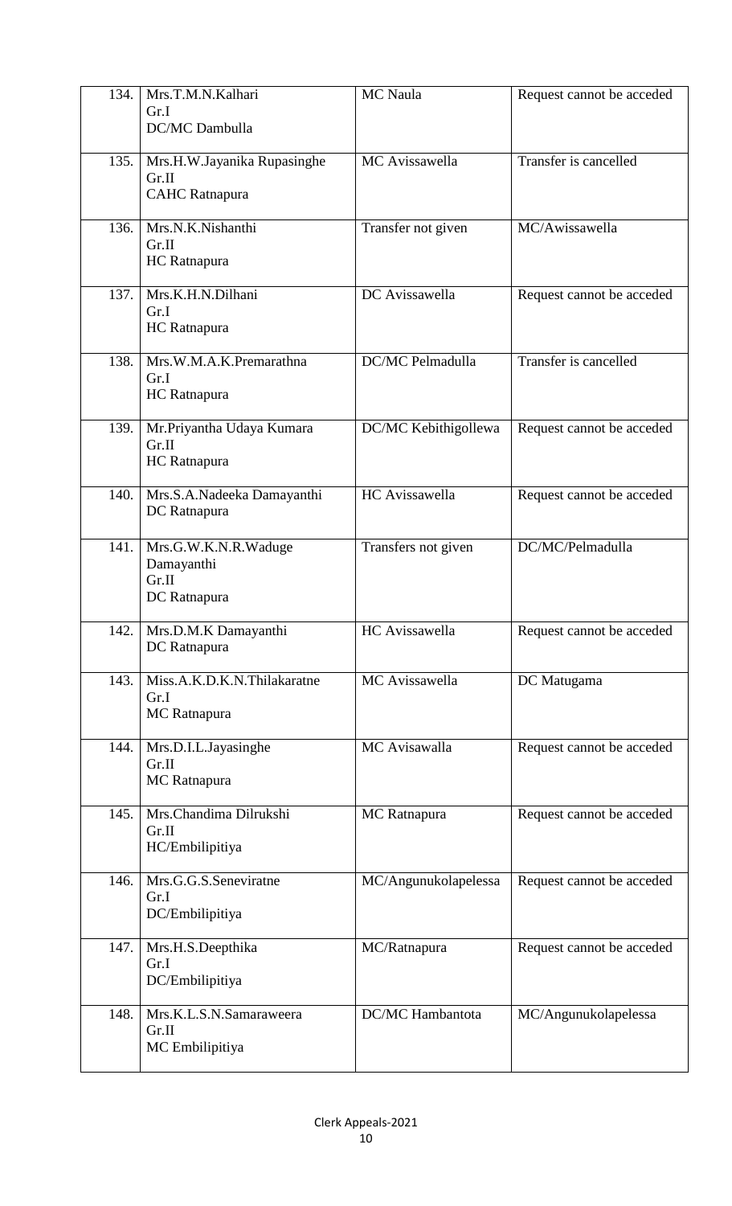| 134. | Mrs.T.M.N.Kalhari<br>Gr.I<br>DC/MC Dambulla | MC Naula | Request cannot be acceded |
|---|---|---|---|
| 135. | Mrs.H.W.Jayanika Rupasinghe<br>Gr.II<br>CAHC Ratnapura | MC Avissawella | Transfer is cancelled |
| 136. | Mrs.N.K.Nishanthi<br>Gr.II<br>HC Ratnapura | Transfer not given | MC/Awissawella |
| 137. | Mrs.K.H.N.Dilhani<br>Gr.I<br>HC Ratnapura | DC Avissawella | Request cannot be acceded |
| 138. | Mrs.W.M.A.K.Premarathna<br>Gr.I<br>HC Ratnapura | DC/MC Pelmadulla | Transfer is cancelled |
| 139. | Mr.Priyantha Udaya Kumara<br>Gr.II<br>HC Ratnapura | DC/MC Kebithigollewa | Request cannot be acceded |
| 140. | Mrs.S.A.Nadeeka Damayanthi<br>DC Ratnapura | HC Avissawella | Request cannot be acceded |
| 141. | Mrs.G.W.K.N.R.Waduge Damayanthi<br>Gr.II<br>DC Ratnapura | Transfers not given | DC/MC/Pelmadulla |
| 142. | Mrs.D.M.K Damayanthi<br>DC Ratnapura | HC Avissawella | Request cannot be acceded |
| 143. | Miss.A.K.D.K.N.Thilakaratne<br>Gr.I<br>MC Ratnapura | MC Avissawella | DC Matugama |
| 144. | Mrs.D.I.L.Jayasinghe<br>Gr.II<br>MC Ratnapura | MC Avisawalla | Request cannot be acceded |
| 145. | Mrs.Chandima Dilrukshi<br>Gr.II<br>HC/Embilipitiya | MC Ratnapura | Request cannot be acceded |
| 146. | Mrs.G.G.S.Seneviratne<br>Gr.I<br>DC/Embilipitiya | MC/Angunukolapelessa | Request cannot be acceded |
| 147. | Mrs.H.S.Deepthika<br>Gr.I<br>DC/Embilipitiya | MC/Ratnapura | Request cannot be acceded |
| 148. | Mrs.K.L.S.N.Samaraweera<br>Gr.II<br>MC Embilipitiya | DC/MC Hambantota | MC/Angunukolapelessa |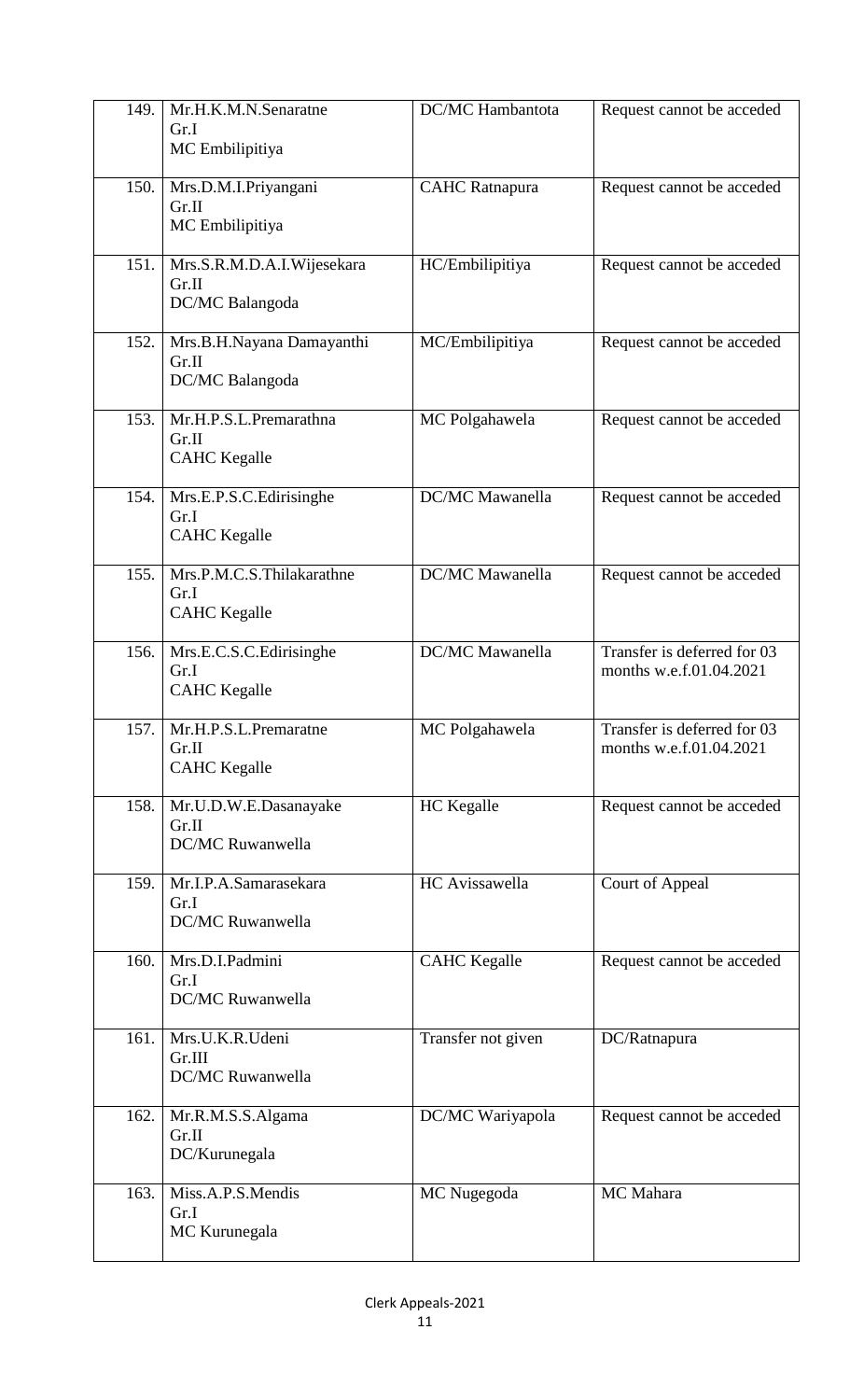| 149. | Mr.H.K.M.N.Senaratne<br>Gr.I<br>MC Embilipitiya | DC/MC Hambantota | Request cannot be acceded |
|---|---|---|---|
| 150. | Mrs.D.M.I.Priyangani<br>Gr.II<br>MC Embilipitiya | CAHC Ratnapura | Request cannot be acceded |
| 151. | Mrs.S.R.M.D.A.I.Wijesekara<br>Gr.II<br>DC/MC Balangoda | HC/Embilipitiya | Request cannot be acceded |
| 152. | Mrs.B.H.Nayana Damayanthi<br>Gr.II<br>DC/MC Balangoda | MC/Embilipitiya | Request cannot be acceded |
| 153. | Mr.H.P.S.L.Premarathna<br>Gr.II<br>CAHC Kegalle | MC Polgahawela | Request cannot be acceded |
| 154. | Mrs.E.P.S.C.Edirisinghe<br>Gr.I<br>CAHC Kegalle | DC/MC Mawanella | Request cannot be acceded |
| 155. | Mrs.P.M.C.S.Thilakarathne<br>Gr.I<br>CAHC Kegalle | DC/MC Mawanella | Request cannot be acceded |
| 156. | Mrs.E.C.S.C.Edirisinghe<br>Gr.I<br>CAHC Kegalle | DC/MC Mawanella | Transfer is deferred for 03 months w.e.f.01.04.2021 |
| 157. | Mr.H.P.S.L.Premaratne<br>Gr.II<br>CAHC Kegalle | MC Polgahawela | Transfer is deferred for 03 months w.e.f.01.04.2021 |
| 158. | Mr.U.D.W.E.Dasanayake<br>Gr.II<br>DC/MC Ruwanwella | HC Kegalle | Request cannot be acceded |
| 159. | Mr.I.P.A.Samarasekara<br>Gr.I<br>DC/MC Ruwanwella | HC Avissawella | Court of Appeal |
| 160. | Mrs.D.I.Padmini<br>Gr.I<br>DC/MC Ruwanwella | CAHC Kegalle | Request cannot be acceded |
| 161. | Mrs.U.K.R.Udeni<br>Gr.III<br>DC/MC Ruwanwella | Transfer not given | DC/Ratnapura |
| 162. | Mr.R.M.S.S.Algama<br>Gr.II<br>DC/Kurunegala | DC/MC Wariyapola | Request cannot be acceded |
| 163. | Miss.A.P.S.Mendis<br>Gr.I<br>MC Kurunegala | MC Nugegoda | MC Mahara |

Clerk Appeals-2021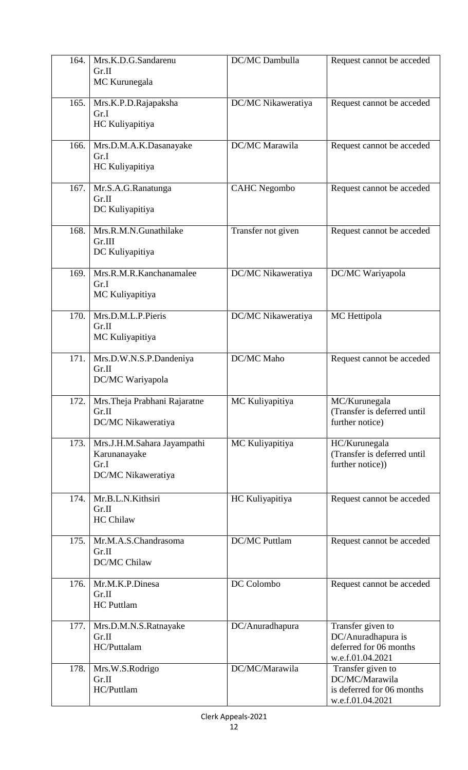| 164. | Mrs.K.D.G.Sandarenu<br>Gr.II<br>MC Kurunegala | DC/MC Dambulla | Request cannot be acceded |
|---|---|---|---|
| 165. | Mrs.K.P.D.Rajapaksha<br>Gr.I<br>HC Kuliyapitiya | DC/MC Nikaweratiya | Request cannot be acceded |
| 166. | Mrs.D.M.A.K.Dasanayake<br>Gr.I<br>HC Kuliyapitiya | DC/MC Marawila | Request cannot be acceded |
| 167. | Mr.S.A.G.Ranatunga<br>Gr.II<br>DC Kuliyapitiya | CAHC Negombo | Request cannot be acceded |
| 168. | Mrs.R.M.N.Gunathilake<br>Gr.III<br>DC Kuliyapitiya | Transfer not given | Request cannot be acceded |
| 169. | Mrs.R.M.R.Kanchanamalee<br>Gr.I<br>MC Kuliyapitiya | DC/MC Nikaweratiya | DC/MC Wariyapola |
| 170. | Mrs.D.M.L.P.Pieris<br>Gr.II<br>MC Kuliyapitiya | DC/MC Nikaweratiya | MC Hettipola |
| 171. | Mrs.D.W.N.S.P.Dandeniya<br>Gr.II<br>DC/MC Wariyapola | DC/MC Maho | Request cannot be acceded |
| 172. | Mrs.Theja Prabhani Rajaratne<br>Gr.II<br>DC/MC Nikaweratiya | MC Kuliyapitiya | MC/Kurunegala<br>(Transfer is deferred until further notice) |
| 173. | Mrs.J.H.M.Sahara Jayampathi Karunanayake<br>Gr.I<br>DC/MC Nikaweratiya | MC Kuliyapitiya | HC/Kurunegala<br>(Transfer is deferred until further notice)) |
| 174. | Mr.B.L.N.Kithsiri<br>Gr.II<br>HC Chilaw | HC Kuliyapitiya | Request cannot be acceded |
| 175. | Mr.M.A.S.Chandrasoma<br>Gr.II<br>DC/MC Chilaw | DC/MC Puttlam | Request cannot be acceded |
| 176. | Mr.M.K.P.Dinesa<br>Gr.II<br>HC Puttlam | DC Colombo | Request cannot be acceded |
| 177. | Mrs.D.M.N.S.Ratnayake<br>Gr.II<br>HC/Puttalam | DC/Anuradhapura | Transfer given to DC/Anuradhapura is deferred for 06 months w.e.f.01.04.2021 |
| 178. | Mrs.W.S.Rodrigo<br>Gr.II<br>HC/Puttlam | DC/MC/Marawila | Transfer given to DC/MC/Marawila is deferred for 06 months w.e.f.01.04.2021 |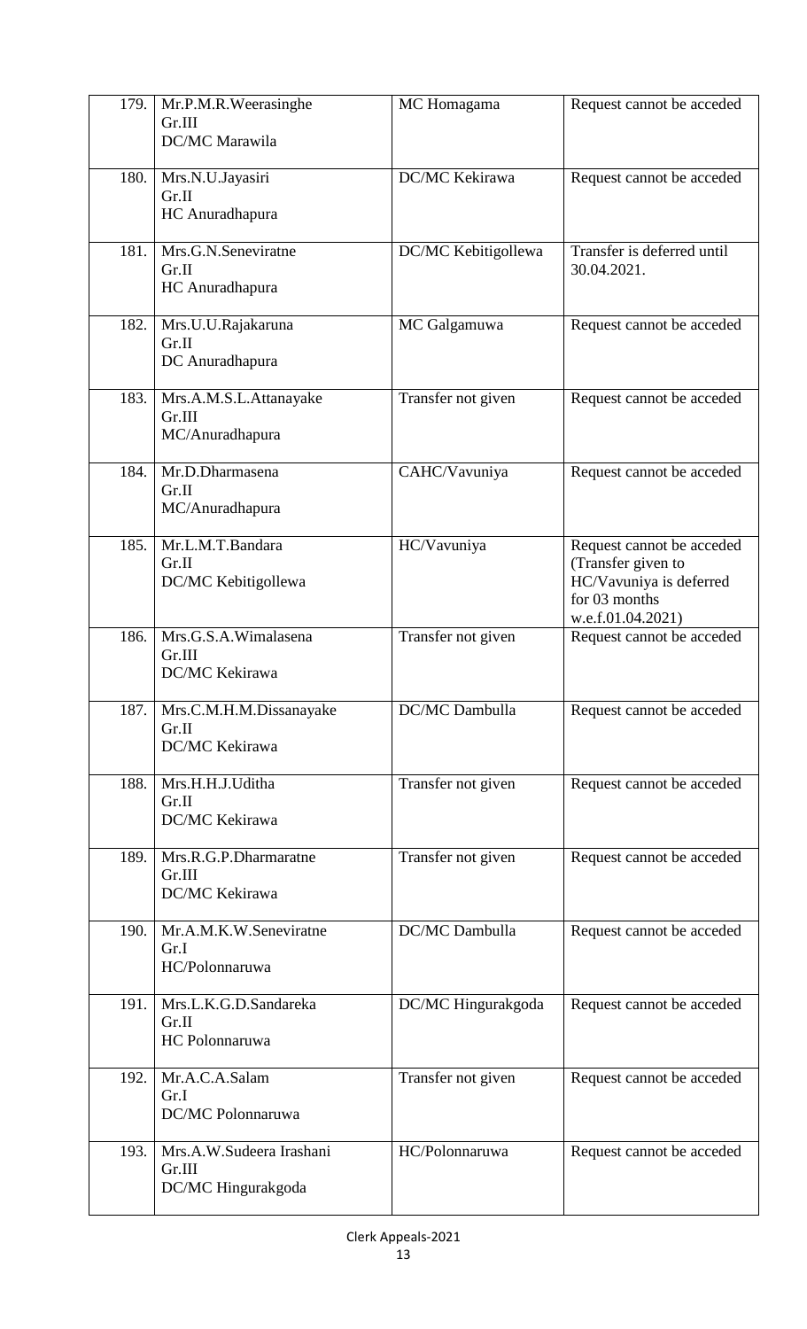| | | | |
|---|---|---|---|
| 179. | Mr.P.M.R.Weerasinghe<br>Gr.III<br>DC/MC Marawila | MC Homagama | Request cannot be acceded |
| 180. | Mrs.N.U.Jayasiri<br>Gr.II<br>HC Anuradhapura | DC/MC Kekirawa | Request cannot be acceded |
| 181. | Mrs.G.N.Seneviratne<br>Gr.II<br>HC Anuradhapura | DC/MC Kebitigollewa | Transfer is deferred until 30.04.2021. |
| 182. | Mrs.U.U.Rajakaruna<br>Gr.II<br>DC Anuradhapura | MC Galgamuwa | Request cannot be acceded |
| 183. | Mrs.A.M.S.L.Attanayake<br>Gr.III<br>MC/Anuradhapura | Transfer not given | Request cannot be acceded |
| 184. | Mr.D.Dharmasena<br>Gr.II<br>MC/Anuradhapura | CAHC/Vavuniya | Request cannot be acceded |
| 185. | Mr.L.M.T.Bandara<br>Gr.II<br>DC/MC Kebitigollewa | HC/Vavuniya | Request cannot be acceded (Transfer given to HC/Vavuniya is deferred for 03 months w.e.f.01.04.2021) |
| 186. | Mrs.G.S.A.Wimalasena<br>Gr.III<br>DC/MC Kekirawa | Transfer not given | Request cannot be acceded |
| 187. | Mrs.C.M.H.M.Dissanayake<br>Gr.II<br>DC/MC Kekirawa | DC/MC Dambulla | Request cannot be acceded |
| 188. | Mrs.H.H.J.Uditha<br>Gr.II<br>DC/MC Kekirawa | Transfer not given | Request cannot be acceded |
| 189. | Mrs.R.G.P.Dharmaratne<br>Gr.III<br>DC/MC Kekirawa | Transfer not given | Request cannot be acceded |
| 190. | Mr.A.M.K.W.Seneviratne<br>Gr.I<br>HC/Polonnaruwa | DC/MC Dambulla | Request cannot be acceded |
| 191. | Mrs.L.K.G.D.Sandareka<br>Gr.II<br>HC Polonnaruwa | DC/MC Hingurakgoda | Request cannot be acceded |
| 192. | Mr.A.C.A.Salam<br>Gr.I<br>DC/MC Polonnaruwa | Transfer not given | Request cannot be acceded |
| 193. | Mrs.A.W.Sudeera Irashani<br>Gr.III<br>DC/MC Hingurakgoda | HC/Polonnaruwa | Request cannot be acceded |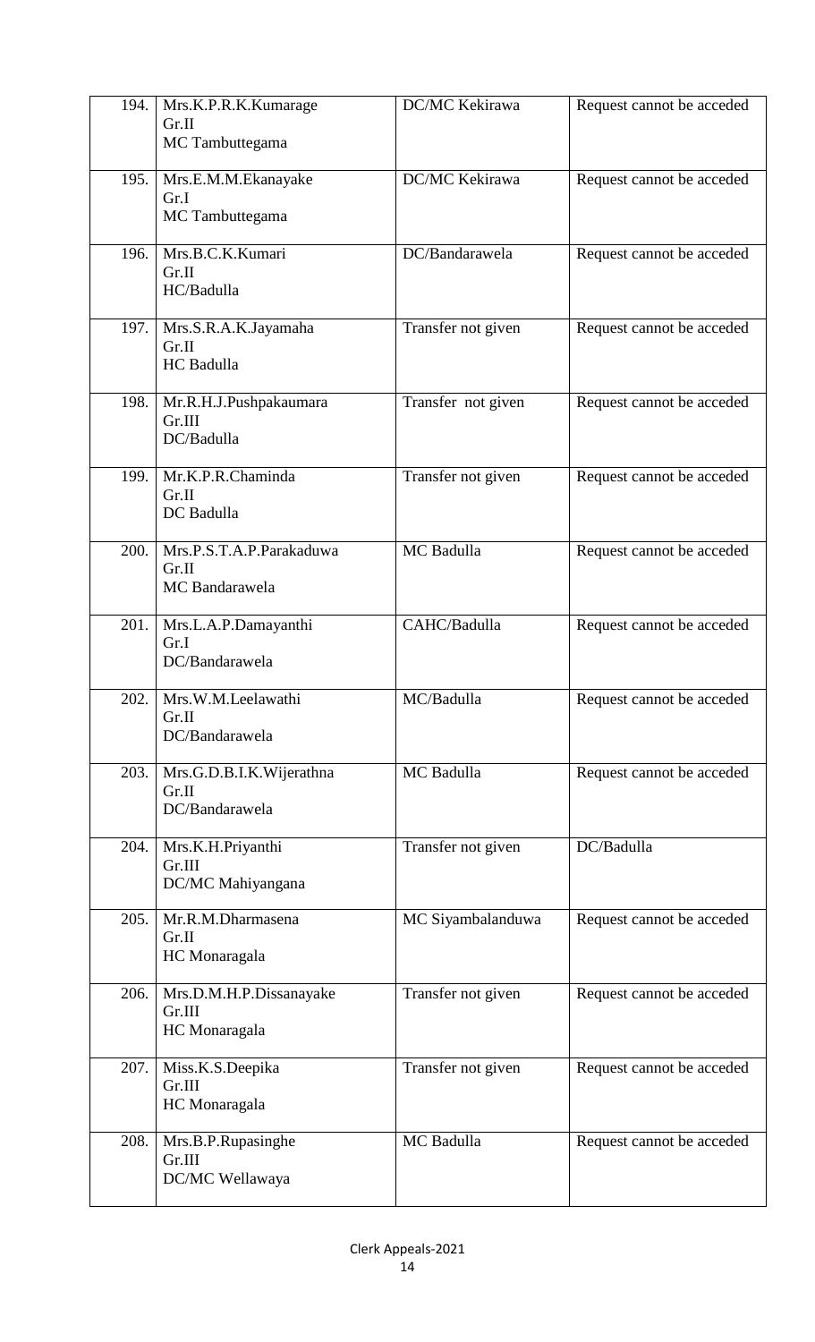| | | | |
|---|---|---|---|
| 194. | Mrs.K.P.R.K.Kumarage<br>Gr.II<br>MC Tambuttegama | DC/MC Kekirawa | Request cannot be acceded |
| 195. | Mrs.E.M.M.Ekanayake<br>Gr.I<br>MC Tambuttegama | DC/MC Kekirawa | Request cannot be acceded |
| 196. | Mrs.B.C.K.Kumari<br>Gr.II<br>HC/Badulla | DC/Bandarawela | Request cannot be acceded |
| 197. | Mrs.S.R.A.K.Jayamaha<br>Gr.II<br>HC Badulla | Transfer not given | Request cannot be acceded |
| 198. | Mr.R.H.J.Pushpakaumara<br>Gr.III<br>DC/Badulla | Transfer not given | Request cannot be acceded |
| 199. | Mr.K.P.R.Chaminda<br>Gr.II<br>DC Badulla | Transfer not given | Request cannot be acceded |
| 200. | Mrs.P.S.T.A.P.Parakaduwa<br>Gr.II<br>MC Bandarawela | MC Badulla | Request cannot be acceded |
| 201. | Mrs.L.A.P.Damayanthi<br>Gr.I<br>DC/Bandarawela | CAHC/Badulla | Request cannot be acceded |
| 202. | Mrs.W.M.Leelawathi<br>Gr.II<br>DC/Bandarawela | MC/Badulla | Request cannot be acceded |
| 203. | Mrs.G.D.B.I.K.Wijerathna<br>Gr.II<br>DC/Bandarawela | MC Badulla | Request cannot be acceded |
| 204. | Mrs.K.H.Priyanthi<br>Gr.III<br>DC/MC Mahiyangana | Transfer not given | DC/Badulla |
| 205. | Mr.R.M.Dharmasena<br>Gr.II<br>HC Monaragala | MC Siyambalanduwa | Request cannot be acceded |
| 206. | Mrs.D.M.H.P.Dissanayake<br>Gr.III<br>HC Monaragala | Transfer not given | Request cannot be acceded |
| 207. | Miss.K.S.Deepika<br>Gr.III<br>HC Monaragala | Transfer not given | Request cannot be acceded |
| 208. | Mrs.B.P.Rupasinghe<br>Gr.III<br>DC/MC Wellawaya | MC Badulla | Request cannot be acceded |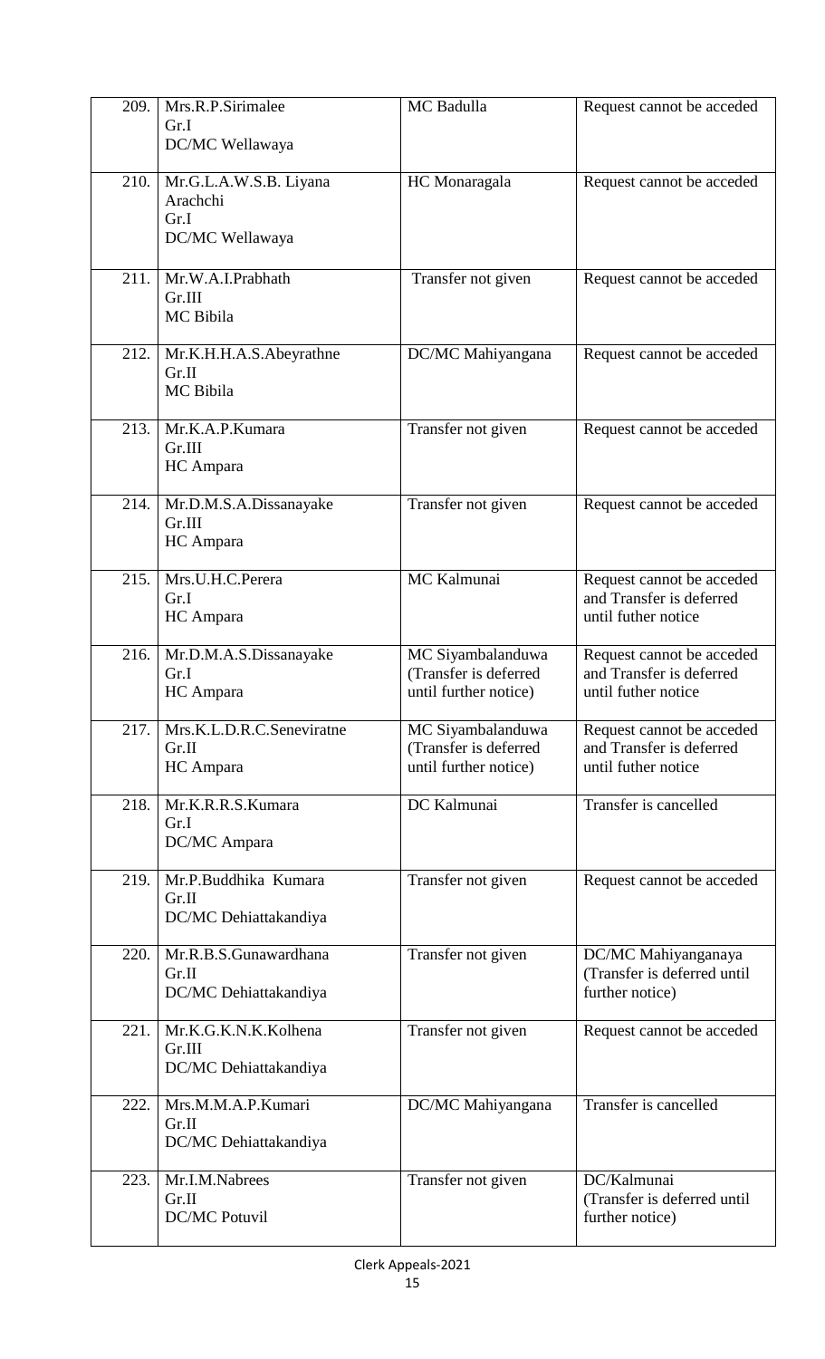| | | | |
|---|---|---|---|
| 209. | Mrs.R.P.Sirimalee<br>Gr.I<br>DC/MC Wellawaya | MC Badulla | Request cannot be acceded |
| 210. | Mr.G.L.A.W.S.B. Liyana Arachchi<br>Gr.I<br>DC/MC Wellawaya | HC Monaragala | Request cannot be acceded |
| 211. | Mr.W.A.I.Prabhath<br>Gr.III<br>MC Bibila | Transfer not given | Request cannot be acceded |
| 212. | Mr.K.H.H.A.S.Abeyrathne<br>Gr.II<br>MC Bibila | DC/MC Mahiyangana | Request cannot be acceded |
| 213. | Mr.K.A.P.Kumara<br>Gr.III<br>HC Ampara | Transfer not given | Request cannot be acceded |
| 214. | Mr.D.M.S.A.Dissanayake<br>Gr.III<br>HC Ampara | Transfer not given | Request cannot be acceded |
| 215. | Mrs.U.H.C.Perera<br>Gr.I<br>HC Ampara | MC Kalmunai | Request cannot be acceded and Transfer is deferred until futher notice |
| 216. | Mr.D.M.A.S.Dissanayake<br>Gr.I<br>HC Ampara | MC Siyambalanduwa (Transfer is deferred until further notice) | Request cannot be acceded and Transfer is deferred until futher notice |
| 217. | Mrs.K.L.D.R.C.Seneviratne<br>Gr.II<br>HC Ampara | MC Siyambalanduwa (Transfer is deferred until further notice) | Request cannot be acceded and Transfer is deferred until futher notice |
| 218. | Mr.K.R.R.S.Kumara<br>Gr.I<br>DC/MC Ampara | DC Kalmunai | Transfer is cancelled |
| 219. | Mr.P.Buddhika Kumara<br>Gr.II<br>DC/MC Dehiattakandiya | Transfer not given | Request cannot be acceded |
| 220. | Mr.R.B.S.Gunawardhana<br>Gr.II<br>DC/MC Dehiattakandiya | Transfer not given | DC/MC Mahiyanganaya (Transfer is deferred until further notice) |
| 221. | Mr.K.G.K.N.K.Kolhena<br>Gr.III<br>DC/MC Dehiattakandiya | Transfer not given | Request cannot be acceded |
| 222. | Mrs.M.M.A.P.Kumari<br>Gr.II<br>DC/MC Dehiattakandiya | DC/MC Mahiyangana | Transfer is cancelled |
| 223. | Mr.I.M.Nabrees<br>Gr.II<br>DC/MC Potuvil | Transfer not given | DC/Kalmunai (Transfer is deferred until further notice) |

Clerk Appeals-2021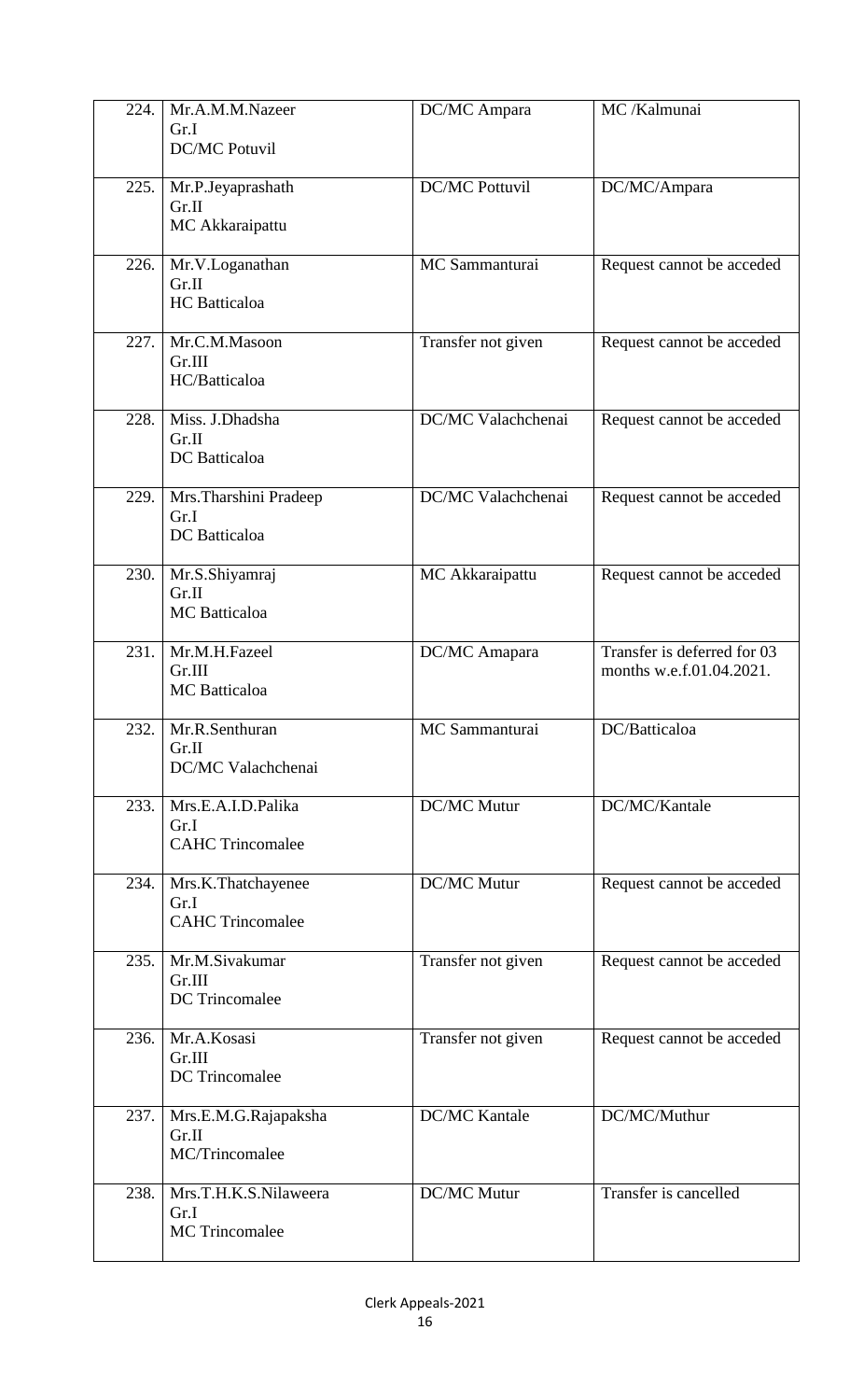| 224. | Mr.A.M.M.Nazeer<br>Gr.I<br>DC/MC Potuvil | DC/MC Ampara | MC /Kalmunai |
|---|---|---|---|
| 225. | Mr.P.Jeyaprashath<br>Gr.II<br>MC Akkaraipattu | DC/MC Pottuvil | DC/MC/Ampara |
| 226. | Mr.V.Loganathan<br>Gr.II<br>HC Batticaloa | MC Sammanturai | Request cannot be acceded |
| 227. | Mr.C.M.Masoon<br>Gr.III<br>HC/Batticaloa | Transfer not given | Request cannot be acceded |
| 228. | Miss. J.Dhadsha<br>Gr.II<br>DC Batticaloa | DC/MC Valachchenai | Request cannot be acceded |
| 229. | Mrs.Tharshini Pradeep<br>Gr.I<br>DC Batticaloa | DC/MC Valachchenai | Request cannot be acceded |
| 230. | Mr.S.Shiyamraj<br>Gr.II<br>MC Batticaloa | MC Akkaraipattu | Request cannot be acceded |
| 231. | Mr.M.H.Fazeel<br>Gr.III<br>MC Batticaloa | DC/MC Amapara | Transfer is deferred for 03 months w.e.f.01.04.2021. |
| 232. | Mr.R.Senthuran<br>Gr.II<br>DC/MC Valachchenai | MC Sammanturai | DC/Batticaloa |
| 233. | Mrs.E.A.I.D.Palika<br>Gr.I<br>CAHC Trincomalee | DC/MC Mutur | DC/MC/Kantale |
| 234. | Mrs.K.Thatchayenee<br>Gr.I<br>CAHC Trincomalee | DC/MC Mutur | Request cannot be acceded |
| 235. | Mr.M.Sivakumar<br>Gr.III<br>DC Trincomalee | Transfer not given | Request cannot be acceded |
| 236. | Mr.A.Kosasi<br>Gr.III<br>DC Trincomalee | Transfer not given | Request cannot be acceded |
| 237. | Mrs.E.M.G.Rajapaksha<br>Gr.II<br>MC/Trincomalee | DC/MC Kantale | DC/MC/Muthur |
| 238. | Mrs.T.H.K.S.Nilaweera<br>Gr.I<br>MC Trincomalee | DC/MC Mutur | Transfer is cancelled |

Clerk Appeals-2021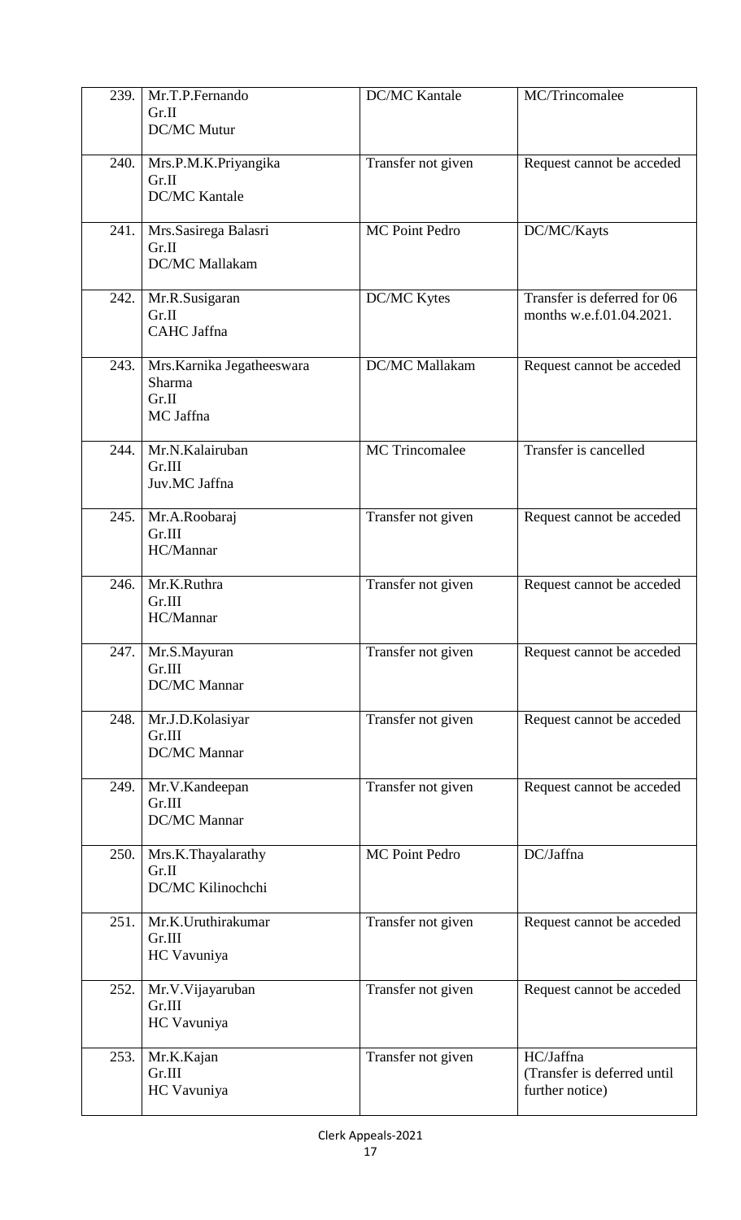| | | | |
|---|---|---|---|
| 239. | Mr.T.P.Fernando<br>Gr.II<br>DC/MC Mutur | DC/MC Kantale | MC/Trincomalee |
| 240. | Mrs.P.M.K.Priyangika<br>Gr.II<br>DC/MC Kantale | Transfer not given | Request cannot be acceded |
| 241. | Mrs.Sasirega Balasri<br>Gr.II<br>DC/MC Mallakam | MC Point Pedro | DC/MC/Kayts |
| 242. | Mr.R.Susigaran<br>Gr.II<br>CAHC Jaffna | DC/MC Kytes | Transfer is deferred for 06 months w.e.f.01.04.2021. |
| 243. | Mrs.Karnika Jegatheeswara Sharma<br>Gr.II<br>MC Jaffna | DC/MC Mallakam | Request cannot be acceded |
| 244. | Mr.N.Kalairuban<br>Gr.III<br>Juv.MC Jaffna | MC Trincomalee | Transfer is cancelled |
| 245. | Mr.A.Roobaraj<br>Gr.III<br>HC/Mannar | Transfer not given | Request cannot be acceded |
| 246. | Mr.K.Ruthra<br>Gr.III<br>HC/Mannar | Transfer not given | Request cannot be acceded |
| 247. | Mr.S.Mayuran<br>Gr.III<br>DC/MC Mannar | Transfer not given | Request cannot be acceded |
| 248. | Mr.J.D.Kolasiyar<br>Gr.III<br>DC/MC Mannar | Transfer not given | Request cannot be acceded |
| 249. | Mr.V.Kandeepan<br>Gr.III<br>DC/MC Mannar | Transfer not given | Request cannot be acceded |
| 250. | Mrs.K.Thayalarathy<br>Gr.II<br>DC/MC Kilinochchi | MC Point Pedro | DC/Jaffna |
| 251. | Mr.K.Uruthirakumar<br>Gr.III<br>HC Vavuniya | Transfer not given | Request cannot be acceded |
| 252. | Mr.V.Vijayaruban<br>Gr.III<br>HC Vavuniya | Transfer not given | Request cannot be acceded |
| 253. | Mr.K.Kajan<br>Gr.III<br>HC Vavuniya | Transfer not given | HC/Jaffna<br>(Transfer is deferred until further notice) |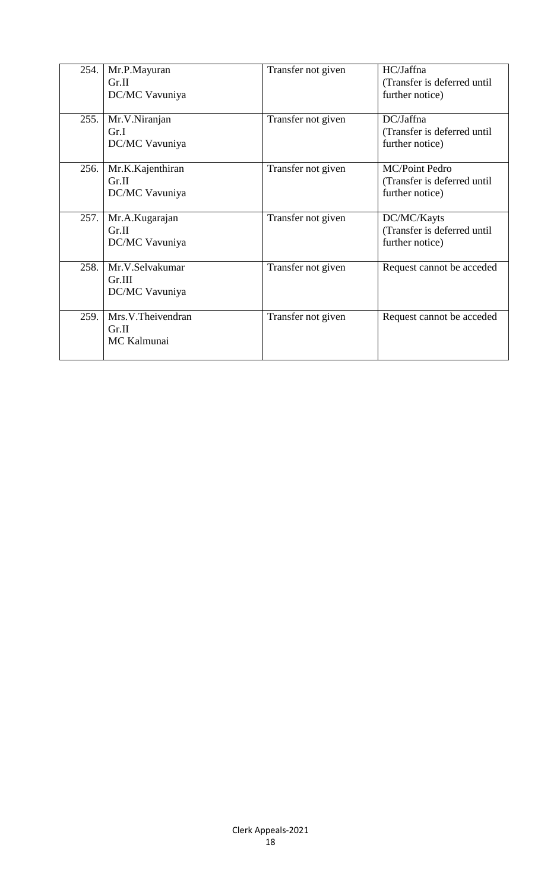| | | | |
|---|---|---|---|
| 254. | Mr.P.Mayuran<br>Gr.II<br>DC/MC Vavuniya | Transfer not given | HC/Jaffna<br>(Transfer is deferred until further notice) |
| 255. | Mr.V.Niranjan<br>Gr.I<br>DC/MC Vavuniya | Transfer not given | DC/Jaffna<br>(Transfer is deferred until further notice) |
| 256. | Mr.K.Kajenthiran<br>Gr.II<br>DC/MC Vavuniya | Transfer not given | MC/Point Pedro<br>(Transfer is deferred until further notice) |
| 257. | Mr.A.Kugarajan<br>Gr.II<br>DC/MC Vavuniya | Transfer not given | DC/MC/Kayts<br>(Transfer is deferred until further notice) |
| 258. | Mr.V.Selvakumar<br>Gr.III<br>DC/MC Vavuniya | Transfer not given | Request cannot be acceded |
| 259. | Mrs.V.Theivendran<br>Gr.II<br>MC Kalmunai | Transfer not given | Request cannot be acceded |